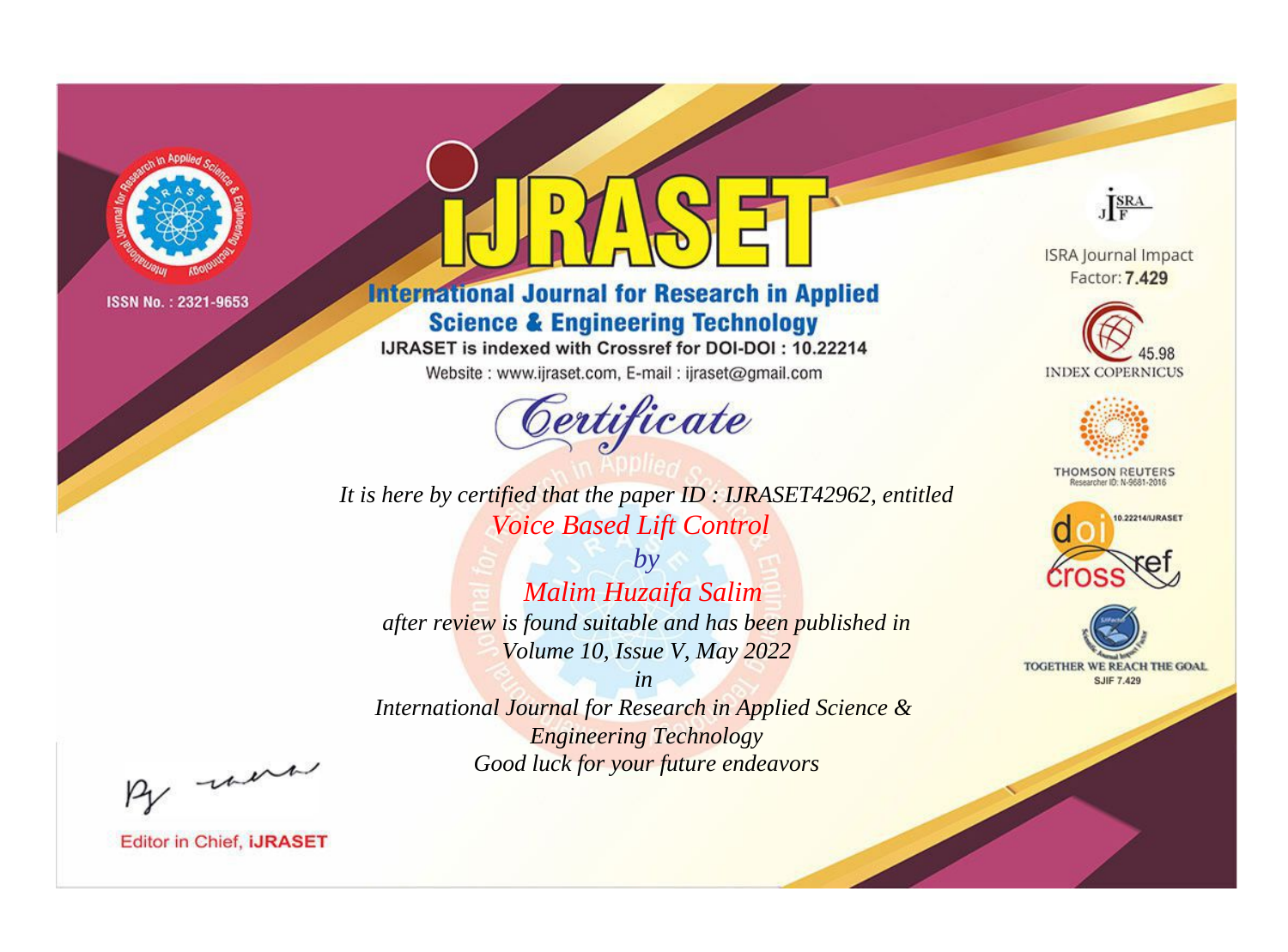ISSN No. : 2321-9653

# iJRASET

## International Journal for Research in Applied Science & Engineering Technology

IJRASET is indexed with Crossref for DOI-DOI : 10.22214

Website : www.ijraset.com, E-mail : ijraset@gmail.com

## Certificate

*It is here by certified that the paper ID : IJRASET42962, entitled*

*Voice Based Lift Control*

*by*

*Malim Huzaifa Salim*

*after review is found suitable and has been published in*

*Volume 10, Issue V, May 2022*

*in*

*International Journal for Research in Applied Science & Engineering Technology*

*Good luck for your future endeavors*

ISRA Journal Impact Factor: **7.429**

45.98 INDEX COPERNICUS

THOMSON REUTERS Researcher ID: N-9681-2016

10.22214/IJRASET

TOGETHER WE REACH THE GOAL SJIF 7.429

Editor in Chief, **iJRASET**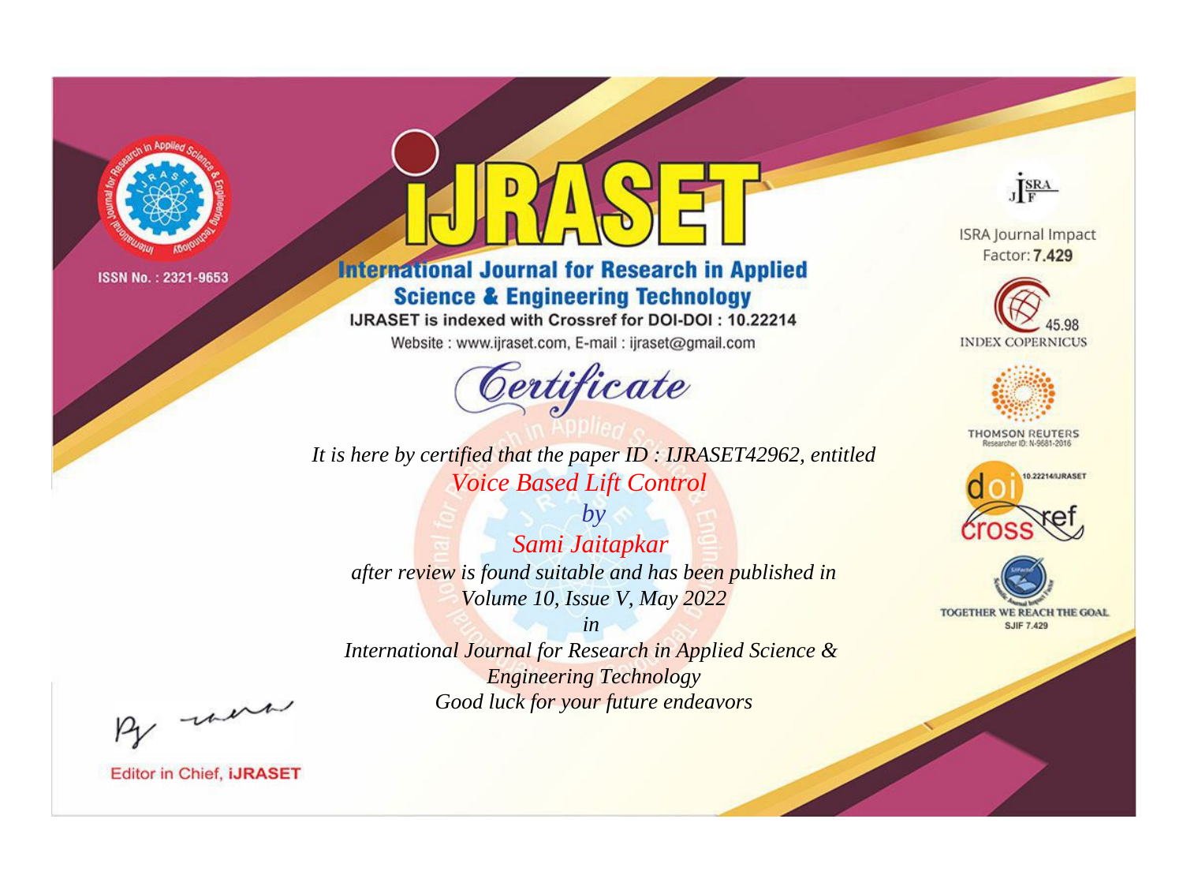ISSN No. : 2321-9653

# iJRASET

## International Journal for Research in Applied Science & Engineering Technology

IJRASET is indexed with Crossref for DOI-DOI : 10.22214

Website : www.ijraset.com, E-mail : ijraset@gmail.com

ISRA Journal Impact Factor: **7.429**

45.98 INDEX COPERNICUS

THOMSON REUTERS Researcher ID: N-9681-2016

10.22214/IJRASET

TOGETHER WE REACH THE GOAL SJIF 7.429

# *Certificate*

*It is here by certified that the paper ID : IJRASET42962, entitled*

*Voice Based Lift Control*

*by*

*Sami Jaitapkar*

*after review is found suitable and has been published in*

*Volume 10, Issue V, May 2022*

*in*

*International Journal for Research in Applied Science & Engineering Technology*

*Good luck for your future endeavors*

Editor in Chief, **iJRASET**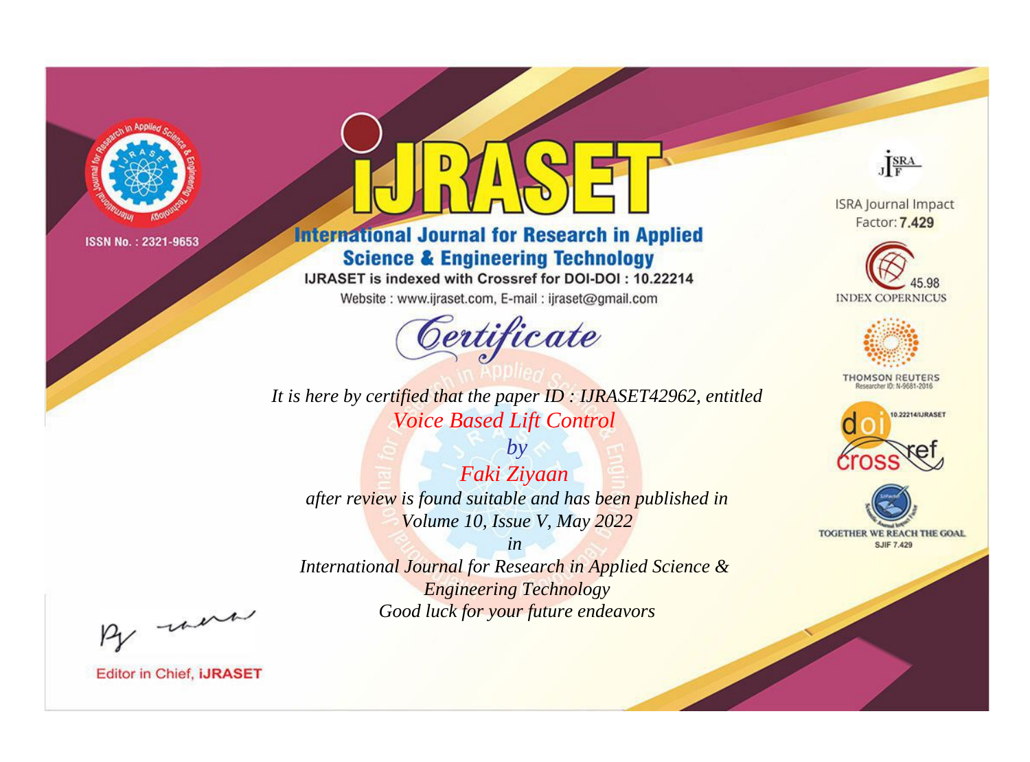ISSN No. : 2321-9653

# iJRASET

## International Journal for Research in Applied Science & Engineering Technology

IJRASET is indexed with Crossref for DOI-DOI : 10.22214

Website : www.ijraset.com, E-mail : ijraset@gmail.com

*Certificate*

*It is here by certified that the paper ID : IJRASET42962, entitled*

*Voice Based Lift Control*

*by*

*Faki Ziyaan*

*after review is found suitable and has been published in*

*Volume 10, Issue V, May 2022*

*in*

*International Journal for Research in Applied Science & Engineering Technology*

*Good luck for your future endeavors*

ISRA Journal Impact Factor: **7.429**

45.98 INDEX COPERNICUS

THOMSON REUTERS Researcher ID: N-9681-2016

10.22214/IJRASET

TOGETHER WE REACH THE GOAL SJIF 7.429

Editor in Chief, **iJRASET**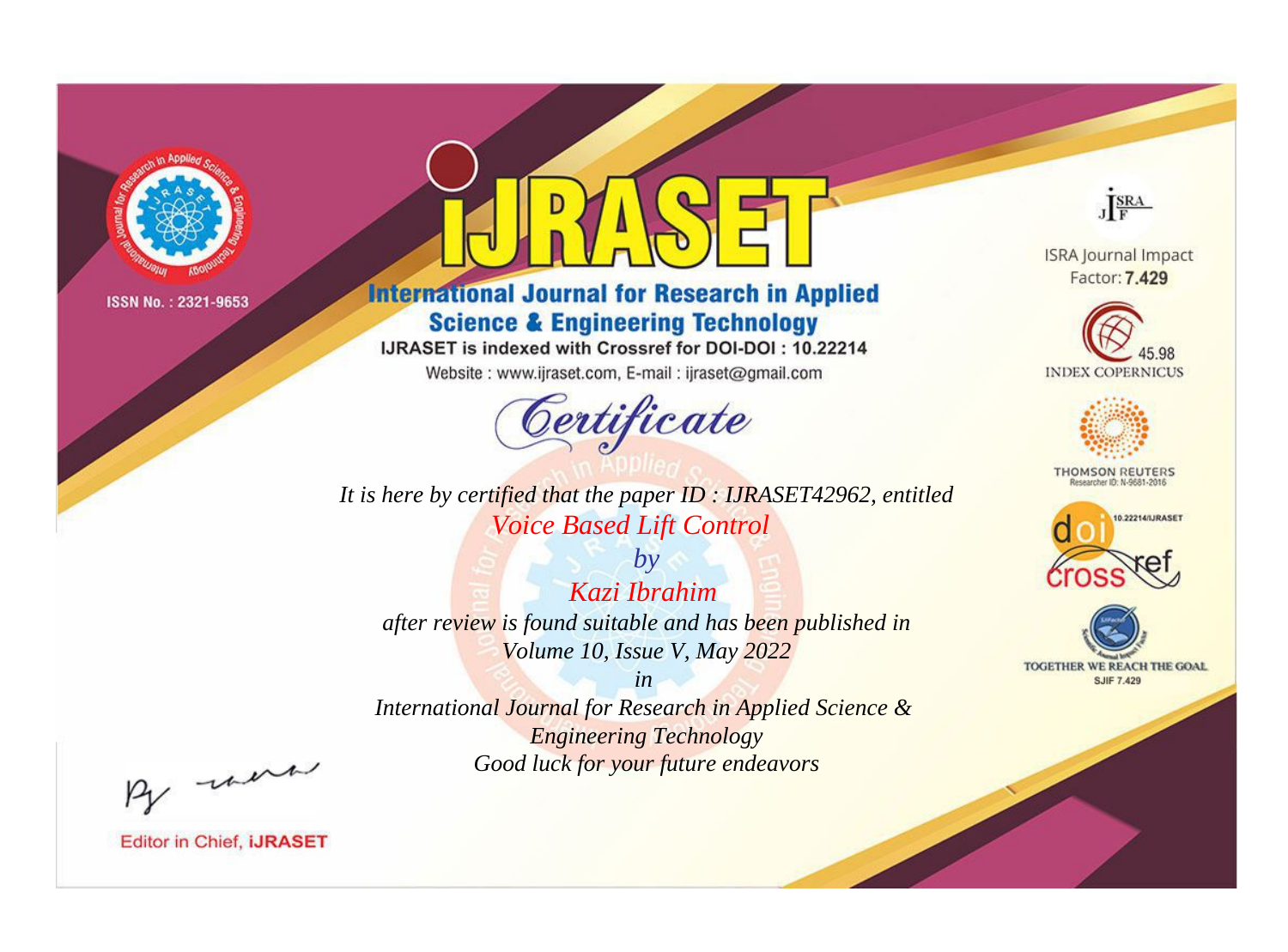ISSN No. : 2321-9653

# IJRASET

## International Journal for Research in Applied Science & Engineering Technology

IJRASET is indexed with Crossref for DOI-DOI : 10.22214

Website : www.ijraset.com, E-mail : ijraset@gmail.com

*Certificate*

*It is here by certified that the paper ID : IJRASET42962, entitled*

*Voice Based Lift Control*

*by*

*Kazi Ibrahim*

*after review is found suitable and has been published in*

*Volume 10, Issue V, May 2022*

*in*

*International Journal for Research in Applied Science & Engineering Technology*

*Good luck for your future endeavors*

ISRA Journal Impact Factor: **7.429**

45.98 INDEX COPERNICUS

THOMSON REUTERS

Researcher ID: N-9681-2016

10.22214/IJRASET

TOGETHER WE REACH THE GOAL

SJIF 7.429

Editor in Chief, **iJRASET**